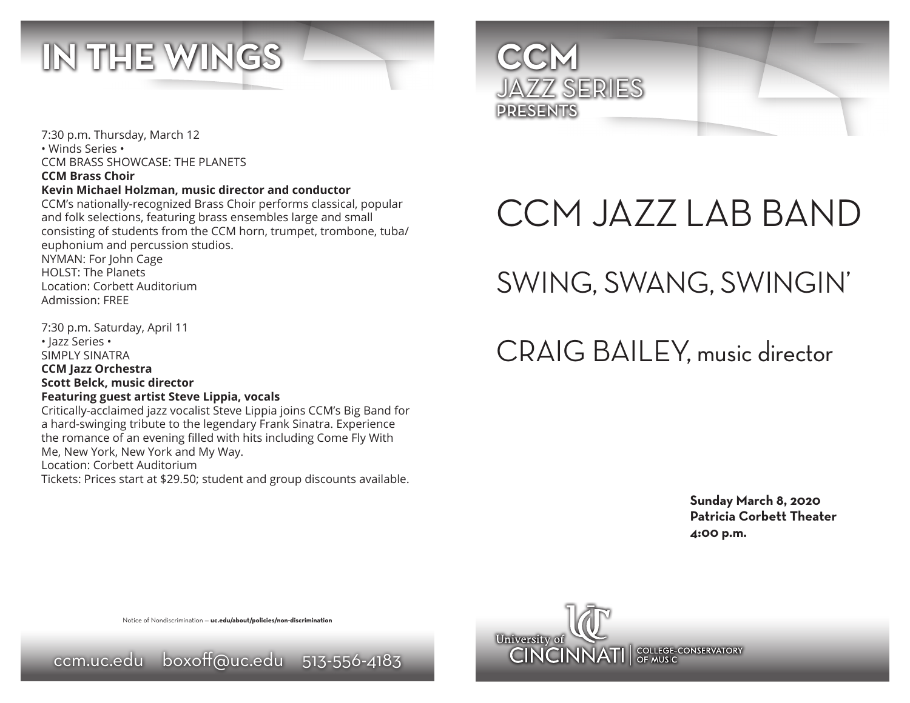# IN THE WINGS

7:30 p.m. Thursday, March 12
• Winds Series •
CCM BRASS SHOWCASE: THE PLANETS
**CCM Brass Choir**
**Kevin Michael Holzman, music director and conductor**
CCM's nationally-recognized Brass Choir performs classical, popular and folk selections, featuring brass ensembles large and small consisting of students from the CCM horn, trumpet, trombone, tuba/euphonium and percussion studios.
NYMAN: For John Cage
HOLST: The Planets
Location: Corbett Auditorium
Admission: FREE

7:30 p.m. Saturday, April 11
• Jazz Series •
SIMPLY SINATRA
**CCM Jazz Orchestra**
**Scott Belck, music director**
**Featuring guest artist Steve Lippia, vocals**
Critically-acclaimed jazz vocalist Steve Lippia joins CCM's Big Band for a hard-swinging tribute to the legendary Frank Sinatra. Experience the romance of an evening filled with hits including Come Fly With Me, New York, New York and My Way.
Location: Corbett Auditorium
Tickets: Prices start at $29.50; student and group discounts available.

Notice of Nondiscrimination — **uc.edu/about/policies/non-discrimination**

ccm.uc.edu boxoff@uc.edu 513-556-4183

# CCM JAZZ SERIES PRESENTS

# CCM JAZZ LAB BAND

## SWING, SWANG, SWINGIN'

## CRAIG BAILEY, music director

**Sunday March 8, 2020**
**Patricia Corbett Theater**
**4:00 p.m.**

University of CINCINNATI | COLLEGE-CONSERVATORY OF MUSIC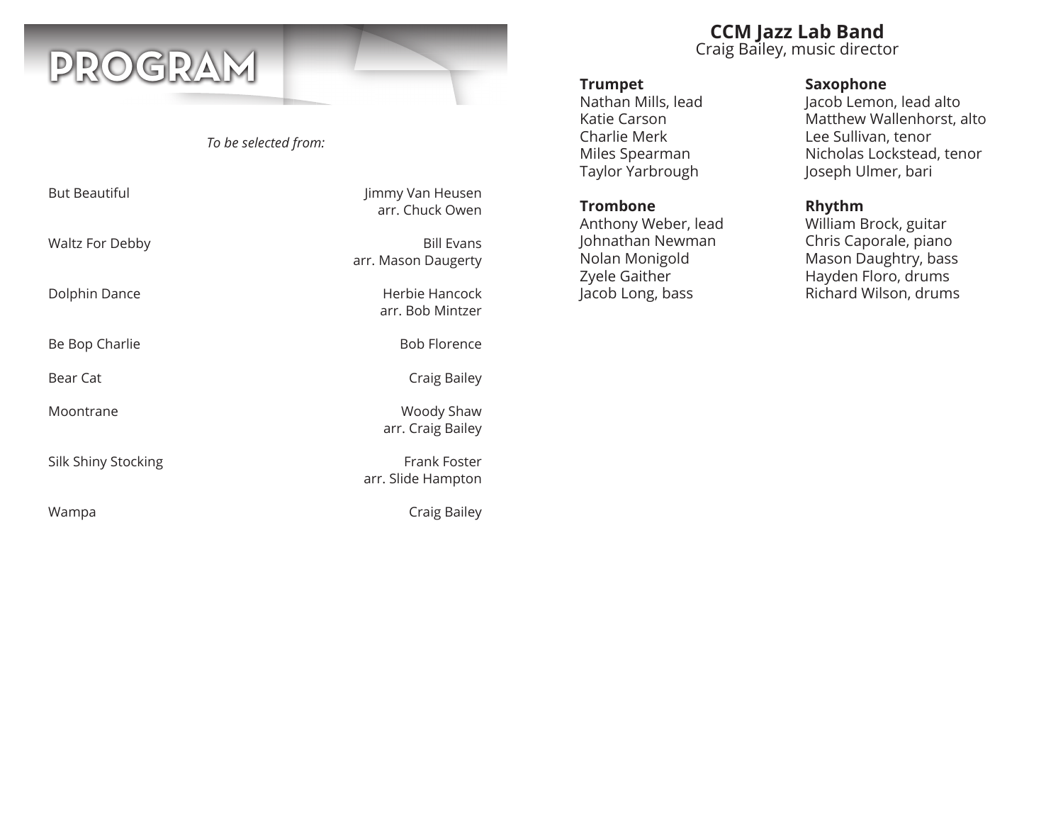# PROGRAM

*To be selected from:*

| | |
|---|---|
| But Beautiful | Jimmy Van Heusen<br>arr. Chuck Owen |
| Waltz For Debby | Bill Evans<br>arr. Mason Daugerty |
| Dolphin Dance | Herbie Hancock<br>arr. Bob Mintzer |
| Be Bop Charlie | Bob Florence |
| Bear Cat | Craig Bailey |
| Moontrane | Woody Shaw<br>arr. Craig Bailey |
| Silk Shiny Stocking | Frank Foster<br>arr. Slide Hampton |
| Wampa | Craig Bailey |

## CCM Jazz Lab Band

Craig Bailey, music director

**Trumpet**
Nathan Mills, lead
Katie Carson
Charlie Merk
Miles Spearman
Taylor Yarbrough

**Trombone**
Anthony Weber, lead
Johnathan Newman
Nolan Monigold
Zyele Gaither
Jacob Long, bass

**Saxophone**
Jacob Lemon, lead alto
Matthew Wallenhorst, alto
Lee Sullivan, tenor
Nicholas Lockstead, tenor
Joseph Ulmer, bari

**Rhythm**
William Brock, guitar
Chris Caporale, piano
Mason Daughtry, bass
Hayden Floro, drums
Richard Wilson, drums